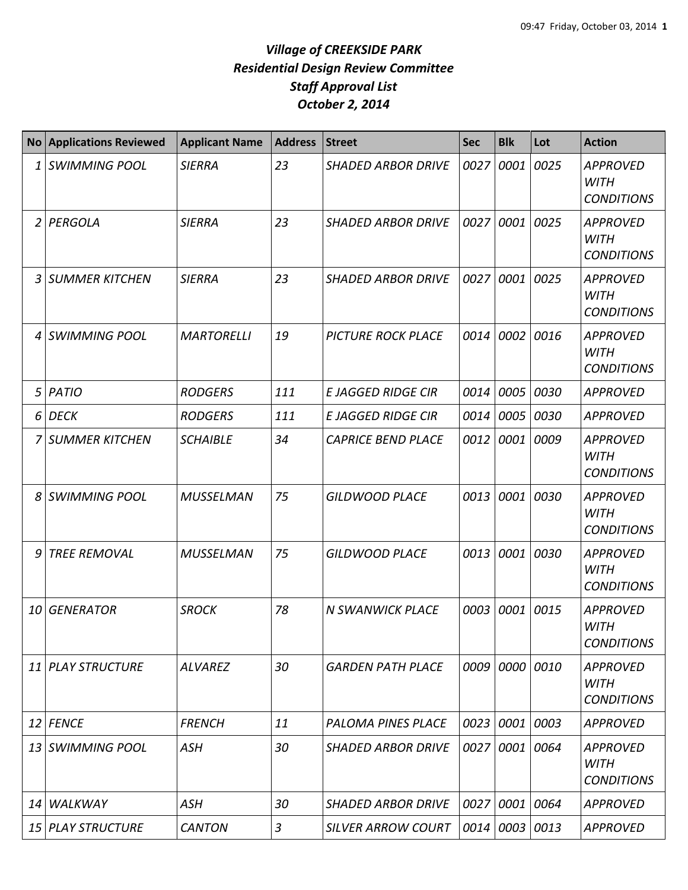# *Village of CREEKSIDE PARK*
## *Residential Design Review Committee*
## *Staff Approval List*
## *October 2, 2014*

| No | Applications Reviewed | Applicant Name | Address | Street | Sec | Blk | Lot | Action |
|---|---|---|---|---|---|---|---|---|
| 1 | SWIMMING POOL | SIERRA | 23 | SHADED ARBOR DRIVE | 0027 | 0001 | 0025 | APPROVED WITH CONDITIONS |
| 2 | PERGOLA | SIERRA | 23 | SHADED ARBOR DRIVE | 0027 | 0001 | 0025 | APPROVED WITH CONDITIONS |
| 3 | SUMMER KITCHEN | SIERRA | 23 | SHADED ARBOR DRIVE | 0027 | 0001 | 0025 | APPROVED WITH CONDITIONS |
| 4 | SWIMMING POOL | MARTORELLI | 19 | PICTURE ROCK PLACE | 0014 | 0002 | 0016 | APPROVED WITH CONDITIONS |
| 5 | PATIO | RODGERS | 111 | E JAGGED RIDGE CIR | 0014 | 0005 | 0030 | APPROVED |
| 6 | DECK | RODGERS | 111 | E JAGGED RIDGE CIR | 0014 | 0005 | 0030 | APPROVED |
| 7 | SUMMER KITCHEN | SCHAIBLE | 34 | CAPRICE BEND PLACE | 0012 | 0001 | 0009 | APPROVED WITH CONDITIONS |
| 8 | SWIMMING POOL | MUSSELMAN | 75 | GILDWOOD PLACE | 0013 | 0001 | 0030 | APPROVED WITH CONDITIONS |
| 9 | TREE REMOVAL | MUSSELMAN | 75 | GILDWOOD PLACE | 0013 | 0001 | 0030 | APPROVED WITH CONDITIONS |
| 10 | GENERATOR | SROCK | 78 | N SWANWICK PLACE | 0003 | 0001 | 0015 | APPROVED WITH CONDITIONS |
| 11 | PLAY STRUCTURE | ALVAREZ | 30 | GARDEN PATH PLACE | 0009 | 0000 | 0010 | APPROVED WITH CONDITIONS |
| 12 | FENCE | FRENCH | 11 | PALOMA PINES PLACE | 0023 | 0001 | 0003 | APPROVED |
| 13 | SWIMMING POOL | ASH | 30 | SHADED ARBOR DRIVE | 0027 | 0001 | 0064 | APPROVED WITH CONDITIONS |
| 14 | WALKWAY | ASH | 30 | SHADED ARBOR DRIVE | 0027 | 0001 | 0064 | APPROVED |
| 15 | PLAY STRUCTURE | CANTON | 3 | SILVER ARROW COURT | 0014 | 0003 | 0013 | APPROVED |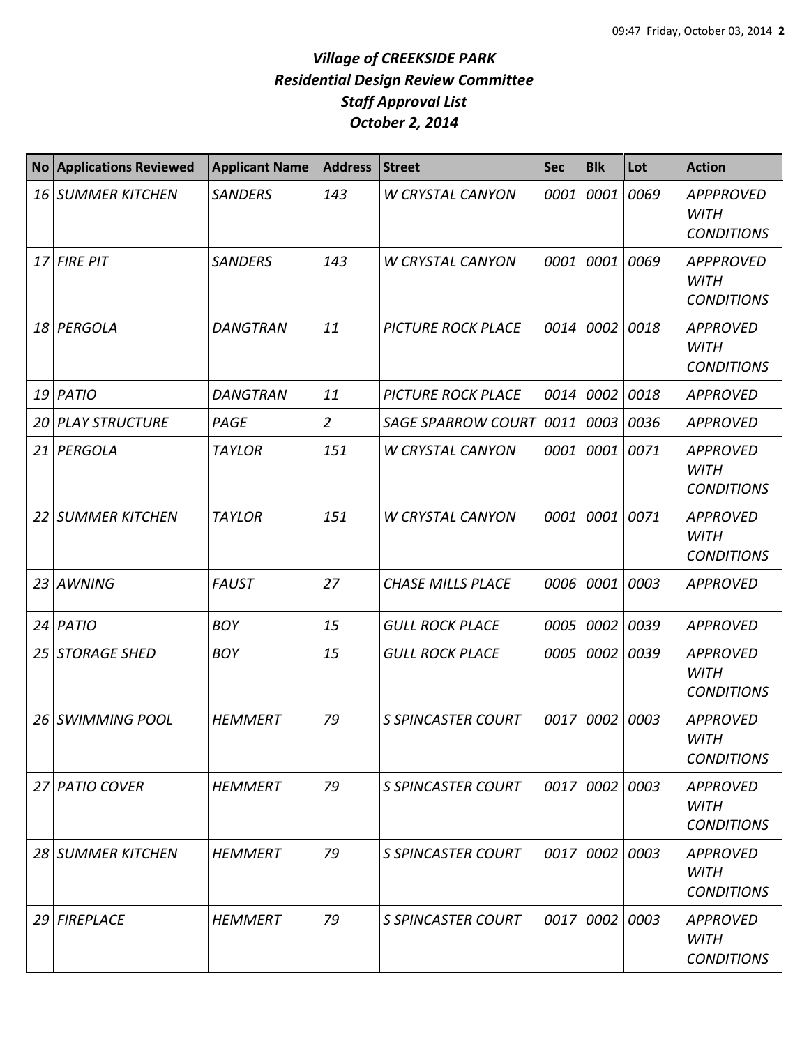# *Village of CREEKSIDE PARK*
## *Residential Design Review Committee*
## *Staff Approval List*
## *October 2, 2014*

| No | Applications Reviewed | Applicant Name | Address | Street | Sec | Blk | Lot | Action |
|---|---|---|---|---|---|---|---|---|
| *16* | *SUMMER KITCHEN* | *SANDERS* | *143* | *W CRYSTAL CANYON* | *0001* | *0001* | *0069* | *APPPROVED WITH CONDITIONS* |
| *17* | *FIRE PIT* | *SANDERS* | *143* | *W CRYSTAL CANYON* | *0001* | *0001* | *0069* | *APPPROVED WITH CONDITIONS* |
| *18* | *PERGOLA* | *DANGTRAN* | *11* | *PICTURE ROCK PLACE* | *0014* | *0002* | *0018* | *APPROVED WITH CONDITIONS* |
| *19* | *PATIO* | *DANGTRAN* | *11* | *PICTURE ROCK PLACE* | *0014* | *0002* | *0018* | *APPROVED* |
| *20* | *PLAY STRUCTURE* | *PAGE* | *2* | *SAGE SPARROW COURT* | *0011* | *0003* | *0036* | *APPROVED* |
| *21* | *PERGOLA* | *TAYLOR* | *151* | *W CRYSTAL CANYON* | *0001* | *0001* | *0071* | *APPROVED WITH CONDITIONS* |
| *22* | *SUMMER KITCHEN* | *TAYLOR* | *151* | *W CRYSTAL CANYON* | *0001* | *0001* | *0071* | *APPROVED WITH CONDITIONS* |
| *23* | *AWNING* | *FAUST* | *27* | *CHASE MILLS PLACE* | *0006* | *0001* | *0003* | *APPROVED* |
| *24* | *PATIO* | *BOY* | *15* | *GULL ROCK PLACE* | *0005* | *0002* | *0039* | *APPROVED* |
| *25* | *STORAGE SHED* | *BOY* | *15* | *GULL ROCK PLACE* | *0005* | *0002* | *0039* | *APPROVED WITH CONDITIONS* |
| *26* | *SWIMMING POOL* | *HEMMERT* | *79* | *S SPINCASTER COURT* | *0017* | *0002* | *0003* | *APPROVED WITH CONDITIONS* |
| *27* | *PATIO COVER* | *HEMMERT* | *79* | *S SPINCASTER COURT* | *0017* | *0002* | *0003* | *APPROVED WITH CONDITIONS* |
| *28* | *SUMMER KITCHEN* | *HEMMERT* | *79* | *S SPINCASTER COURT* | *0017* | *0002* | *0003* | *APPROVED WITH CONDITIONS* |
| *29* | *FIREPLACE* | *HEMMERT* | *79* | *S SPINCASTER COURT* | *0017* | *0002* | *0003* | *APPROVED WITH CONDITIONS* |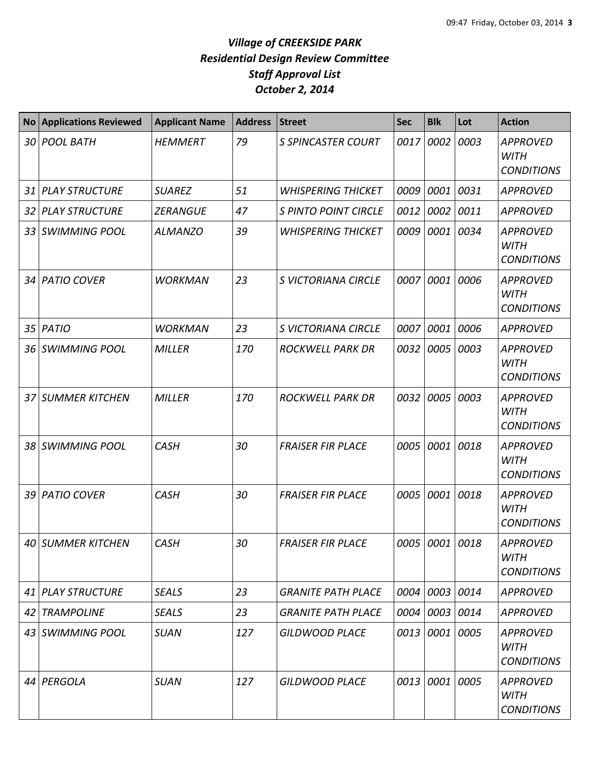# *Village of CREEKSIDE PARK*
## *Residential Design Review Committee*
## *Staff Approval List*
## *October 2, 2014*

| No | Applications Reviewed | Applicant Name | Address | Street | Sec | Blk | Lot | Action |
|---|---|---|---|---|---|---|---|---|
| *30* | *POOL BATH* | *HEMMERT* | *79* | *S SPINCASTER COURT* | *0017* | *0002* | *0003* | *APPROVED WITH CONDITIONS* |
| *31* | *PLAY STRUCTURE* | *SUAREZ* | *51* | *WHISPERING THICKET* | *0009* | *0001* | *0031* | *APPROVED* |
| *32* | *PLAY STRUCTURE* | *ZERANGUE* | *47* | *S PINTO POINT CIRCLE* | *0012* | *0002* | *0011* | *APPROVED* |
| *33* | *SWIMMING POOL* | *ALMANZO* | *39* | *WHISPERING THICKET* | *0009* | *0001* | *0034* | *APPROVED WITH CONDITIONS* |
| *34* | *PATIO COVER* | *WORKMAN* | *23* | *S VICTORIANA CIRCLE* | *0007* | *0001* | *0006* | *APPROVED WITH CONDITIONS* |
| *35* | *PATIO* | *WORKMAN* | *23* | *S VICTORIANA CIRCLE* | *0007* | *0001* | *0006* | *APPROVED* |
| *36* | *SWIMMING POOL* | *MILLER* | *170* | *ROCKWELL PARK DR* | *0032* | *0005* | *0003* | *APPROVED WITH CONDITIONS* |
| *37* | *SUMMER KITCHEN* | *MILLER* | *170* | *ROCKWELL PARK DR* | *0032* | *0005* | *0003* | *APPROVED WITH CONDITIONS* |
| *38* | *SWIMMING POOL* | *CASH* | *30* | *FRAISER FIR PLACE* | *0005* | *0001* | *0018* | *APPROVED WITH CONDITIONS* |
| *39* | *PATIO COVER* | *CASH* | *30* | *FRAISER FIR PLACE* | *0005* | *0001* | *0018* | *APPROVED WITH CONDITIONS* |
| *40* | *SUMMER KITCHEN* | *CASH* | *30* | *FRAISER FIR PLACE* | *0005* | *0001* | *0018* | *APPROVED WITH CONDITIONS* |
| *41* | *PLAY STRUCTURE* | *SEALS* | *23* | *GRANITE PATH PLACE* | *0004* | *0003* | *0014* | *APPROVED* |
| *42* | *TRAMPOLINE* | *SEALS* | *23* | *GRANITE PATH PLACE* | *0004* | *0003* | *0014* | *APPROVED* |
| *43* | *SWIMMING POOL* | *SUAN* | *127* | *GILDWOOD PLACE* | *0013* | *0001* | *0005* | *APPROVED WITH CONDITIONS* |
| *44* | *PERGOLA* | *SUAN* | *127* | *GILDWOOD PLACE* | *0013* | *0001* | *0005* | *APPROVED WITH CONDITIONS* |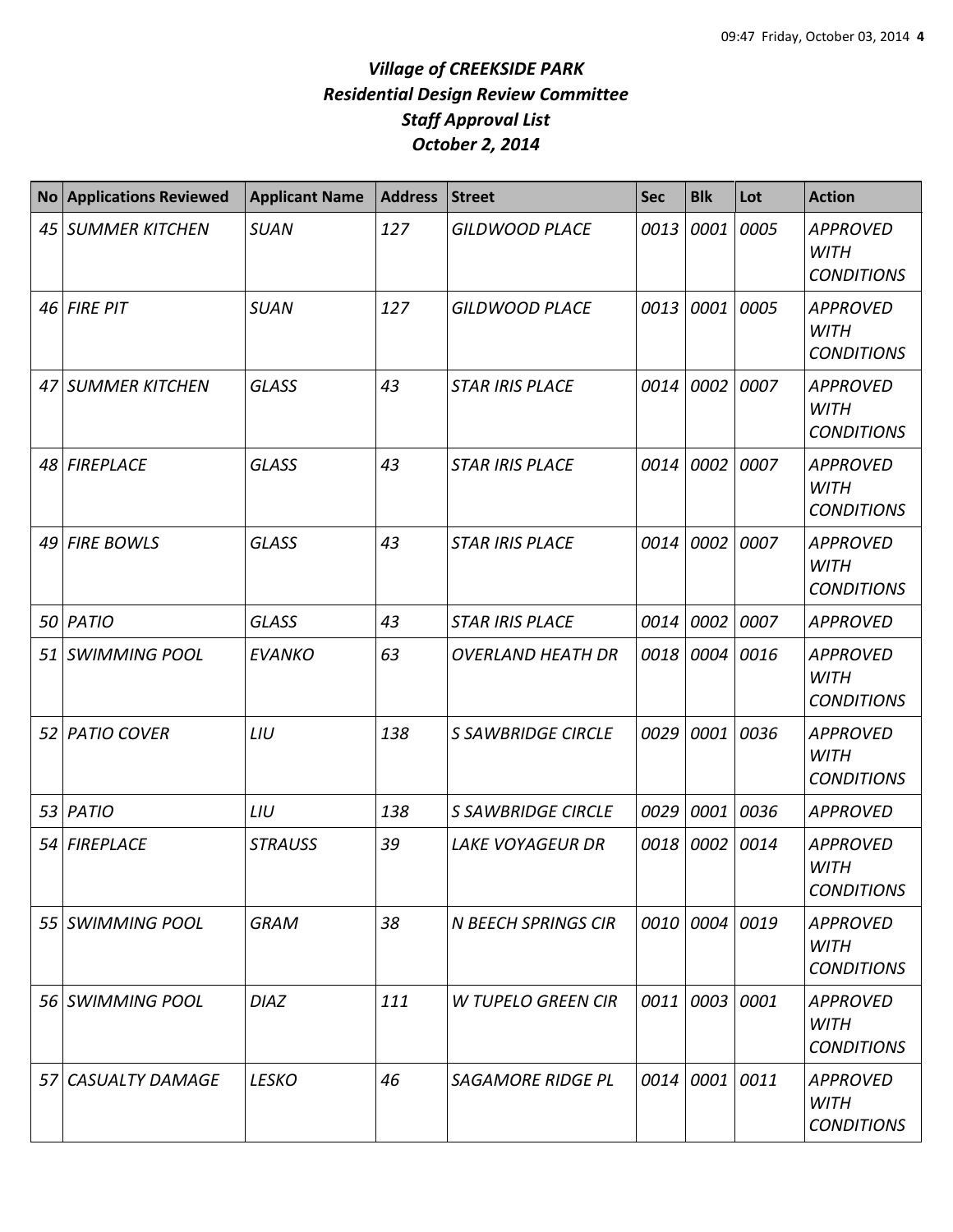# *Village of CREEKSIDE PARK*
## *Residential Design Review Committee*
## *Staff Approval List*
## *October 2, 2014*

| No | Applications Reviewed | Applicant Name | Address | Street | Sec | Blk | Lot | Action |
|---|---|---|---|---|---|---|---|---|
| 45 | SUMMER KITCHEN | SUAN | 127 | GILDWOOD PLACE | 0013 | 0001 | 0005 | APPROVED WITH CONDITIONS |
| 46 | FIRE PIT | SUAN | 127 | GILDWOOD PLACE | 0013 | 0001 | 0005 | APPROVED WITH CONDITIONS |
| 47 | SUMMER KITCHEN | GLASS | 43 | STAR IRIS PLACE | 0014 | 0002 | 0007 | APPROVED WITH CONDITIONS |
| 48 | FIREPLACE | GLASS | 43 | STAR IRIS PLACE | 0014 | 0002 | 0007 | APPROVED WITH CONDITIONS |
| 49 | FIRE BOWLS | GLASS | 43 | STAR IRIS PLACE | 0014 | 0002 | 0007 | APPROVED WITH CONDITIONS |
| 50 | PATIO | GLASS | 43 | STAR IRIS PLACE | 0014 | 0002 | 0007 | APPROVED |
| 51 | SWIMMING POOL | EVANKO | 63 | OVERLAND HEATH DR | 0018 | 0004 | 0016 | APPROVED WITH CONDITIONS |
| 52 | PATIO COVER | LIU | 138 | S SAWBRIDGE CIRCLE | 0029 | 0001 | 0036 | APPROVED WITH CONDITIONS |
| 53 | PATIO | LIU | 138 | S SAWBRIDGE CIRCLE | 0029 | 0001 | 0036 | APPROVED |
| 54 | FIREPLACE | STRAUSS | 39 | LAKE VOYAGEUR DR | 0018 | 0002 | 0014 | APPROVED WITH CONDITIONS |
| 55 | SWIMMING POOL | GRAM | 38 | N BEECH SPRINGS CIR | 0010 | 0004 | 0019 | APPROVED WITH CONDITIONS |
| 56 | SWIMMING POOL | DIAZ | 111 | W TUPELO GREEN CIR | 0011 | 0003 | 0001 | APPROVED WITH CONDITIONS |
| 57 | CASUALTY DAMAGE | LESKO | 46 | SAGAMORE RIDGE PL | 0014 | 0001 | 0011 | APPROVED WITH CONDITIONS |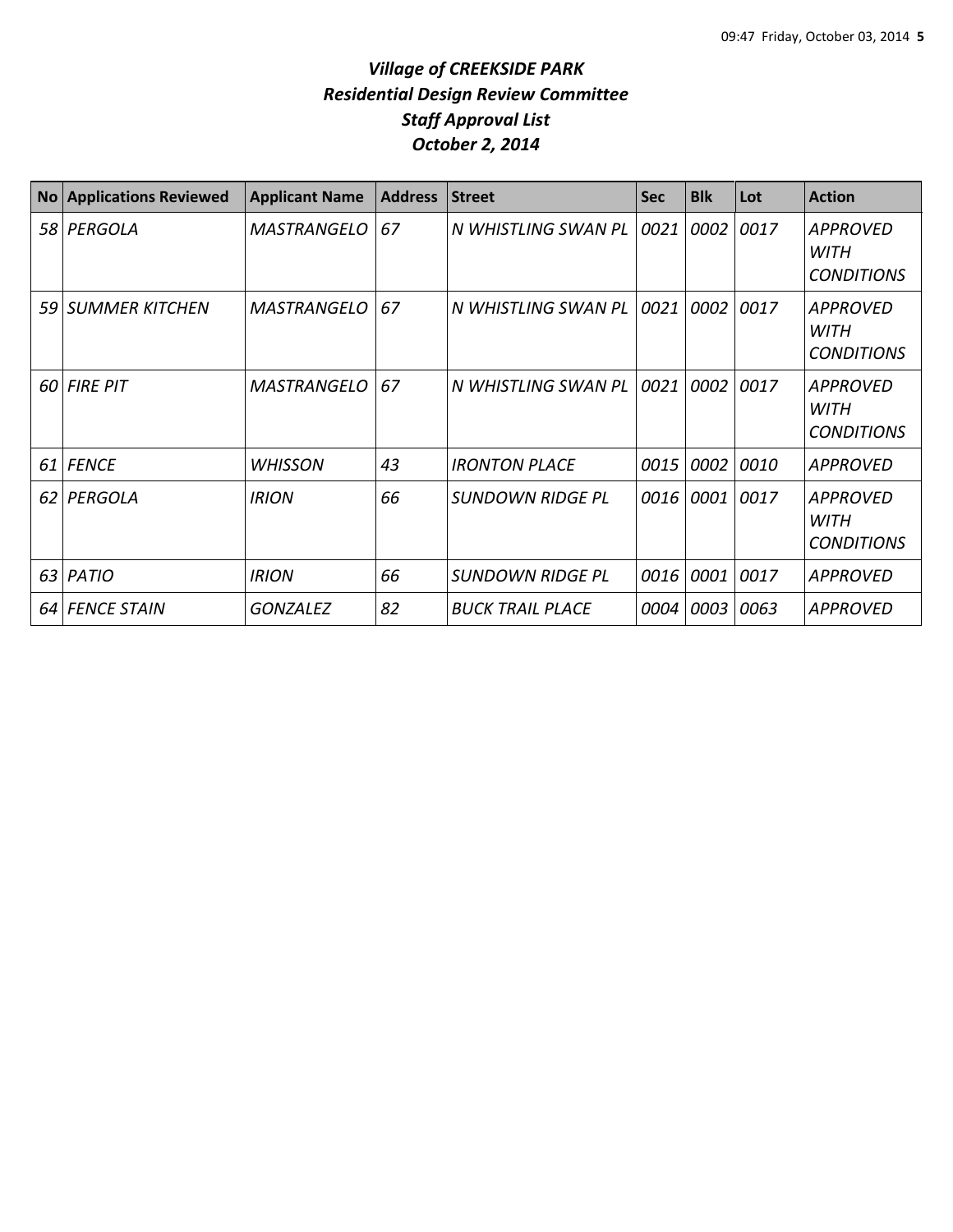# *Village of CREEKSIDE PARK*
## *Residential Design Review Committee*
## *Staff Approval List*
## *October 2, 2014*

| No | Applications Reviewed | Applicant Name | Address | Street | Sec | Blk | Lot | Action |
|---|---|---|---|---|---|---|---|---|
| *58* | *PERGOLA* | *MASTRANGELO* | *67* | *N WHISTLING SWAN PL* | *0021* | *0002* | *0017* | *APPROVED WITH CONDITIONS* |
| *59* | *SUMMER KITCHEN* | *MASTRANGELO* | *67* | *N WHISTLING SWAN PL* | *0021* | *0002* | *0017* | *APPROVED WITH CONDITIONS* |
| *60* | *FIRE PIT* | *MASTRANGELO* | *67* | *N WHISTLING SWAN PL* | *0021* | *0002* | *0017* | *APPROVED WITH CONDITIONS* |
| *61* | *FENCE* | *WHISSON* | *43* | *IRONTON PLACE* | *0015* | *0002* | *0010* | *APPROVED* |
| *62* | *PERGOLA* | *IRION* | *66* | *SUNDOWN RIDGE PL* | *0016* | *0001* | *0017* | *APPROVED WITH CONDITIONS* |
| *63* | *PATIO* | *IRION* | *66* | *SUNDOWN RIDGE PL* | *0016* | *0001* | *0017* | *APPROVED* |
| *64* | *FENCE STAIN* | *GONZALEZ* | *82* | *BUCK TRAIL PLACE* | *0004* | *0003* | *0063* | *APPROVED* |